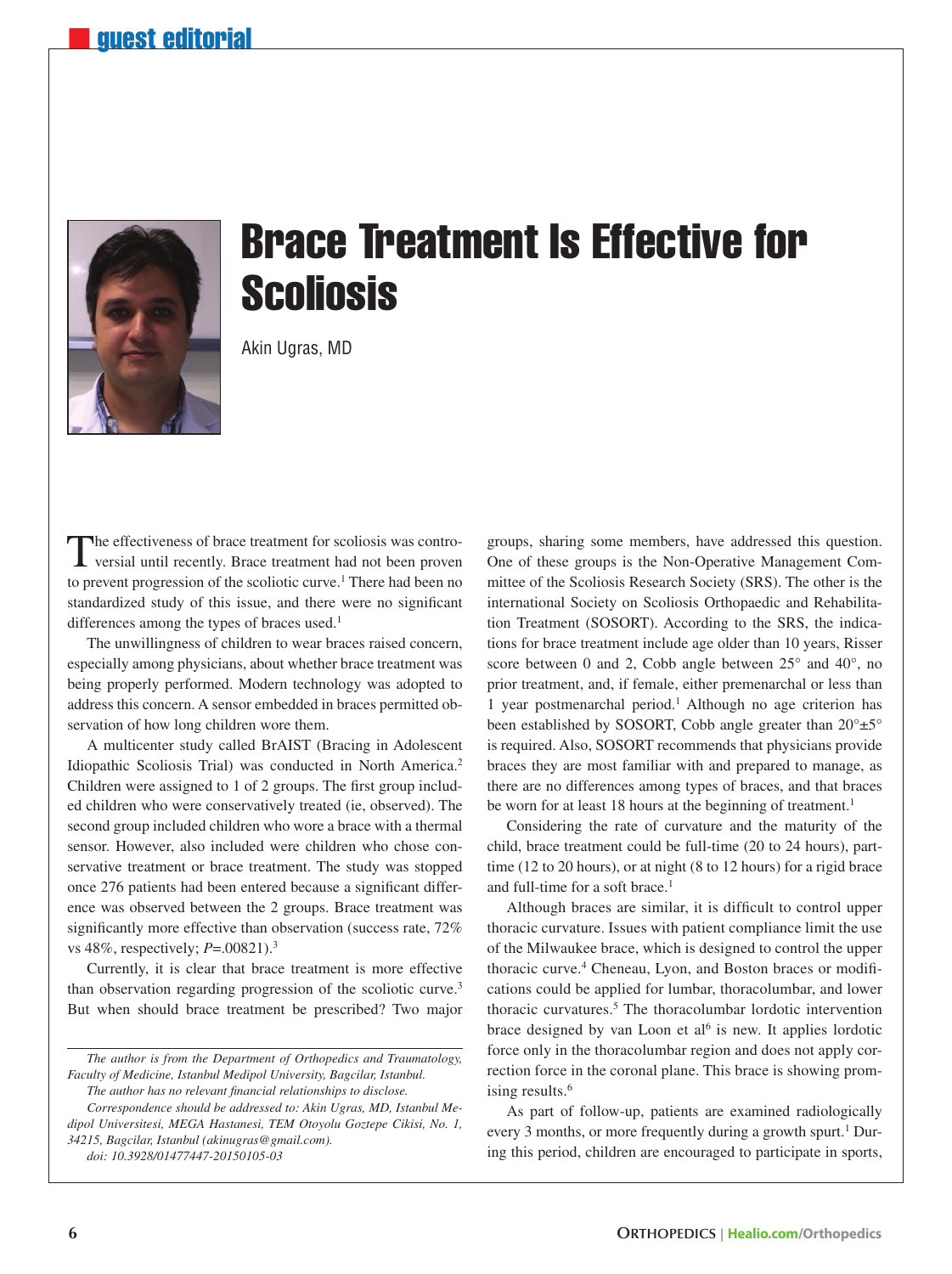guest editorial

# Brace Treatment Is Effective for Scoliosis

Akin Ugras, MD

The effectiveness of brace treatment for scoliosis was controversial until recently. Brace treatment had not been proven to prevent progression of the scoliotic curve.[1] There had been no standardized study of this issue, and there were no significant differences among the types of braces used.[1]

The unwillingness of children to wear braces raised concern, especially among physicians, about whether brace treatment was being properly performed. Modern technology was adopted to address this concern. A sensor embedded in braces permitted observation of how long children wore them.

A multicenter study called BrAIST (Bracing in Adolescent Idiopathic Scoliosis Trial) was conducted in North America.[2] Children were assigned to 1 of 2 groups. The first group included children who were conservatively treated (ie, observed). The second group included children who wore a brace with a thermal sensor. However, also included were children who chose conservative treatment or brace treatment. The study was stopped once 276 patients had been entered because a significant difference was observed between the 2 groups. Brace treatment was significantly more effective than observation (success rate, 72% vs 48%, respectively; $P$=.00821).[3]

Currently, it is clear that brace treatment is more effective than observation regarding progression of the scoliotic curve.[3] But when should brace treatment be prescribed? Two major groups, sharing some members, have addressed this question. One of these groups is the Non-Operative Management Committee of the Scoliosis Research Society (SRS). The other is the international Society on Scoliosis Orthopaedic and Rehabilitation Treatment (SOSORT). According to the SRS, the indications for brace treatment include age older than 10 years, Risser score between 0 and 2, Cobb angle between 25° and 40°, no prior treatment, and, if female, either premenarchal or less than 1 year postmenarchal period.[1] Although no age criterion has been established by SOSORT, Cobb angle greater than 20°±5° is required. Also, SOSORT recommends that physicians provide braces they are most familiar with and prepared to manage, as there are no differences among types of braces, and that braces be worn for at least 18 hours at the beginning of treatment.[1]

Considering the rate of curvature and the maturity of the child, brace treatment could be full-time (20 to 24 hours), part-time (12 to 20 hours), or at night (8 to 12 hours) for a rigid brace and full-time for a soft brace.[1]

Although braces are similar, it is difficult to control upper thoracic curvature. Issues with patient compliance limit the use of the Milwaukee brace, which is designed to control the upper thoracic curve.[4] Cheneau, Lyon, and Boston braces or modifications could be applied for lumbar, thoracolumbar, and lower thoracic curvatures.[5] The thoracolumbar lordotic intervention brace designed by van Loon et al[6] is new. It applies lordotic force only in the thoracolumbar region and does not apply correction force in the coronal plane. This brace is showing promising results.[6]

As part of follow-up, patients are examined radiologically every 3 months, or more frequently during a growth spurt.[1] During this period, children are encouraged to participate in sports,

*The author is from the Department of Orthopedics and Traumatology, Faculty of Medicine, Istanbul Medipol University, Bagcilar, Istanbul.*

*The author has no relevant financial relationships to disclose.*

*Correspondence should be addressed to: Akin Ugras, MD, Istanbul Medipol Universitesi, MEGA Hastanesi, TEM Otoyolu Goztepe Cikisi, No. 1, 34215, Bagcilar, Istanbul (akinugras@gmail.com).*

*doi: 10.3928/01477447-20150105-03*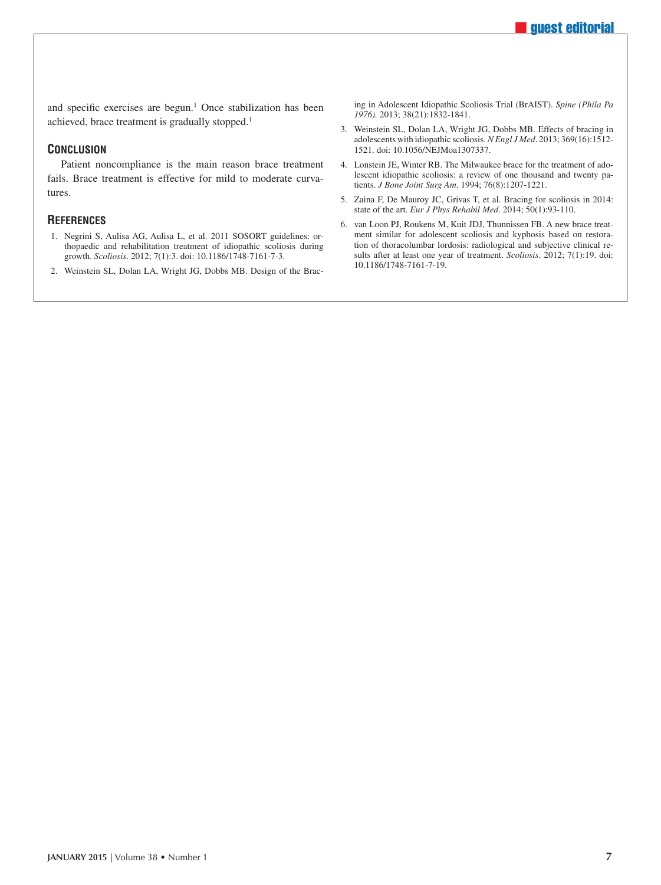and specific exercises are begun.[1] Once stabilization has been achieved, brace treatment is gradually stopped.[1]

## Conclusion

Patient noncompliance is the main reason brace treatment fails. Brace treatment is effective for mild to moderate curvatures.

## References

1. Negrini S, Aulisa AG, Aulisa L, et al. 2011 SOSORT guidelines: orthopaedic and rehabilitation treatment of idiopathic scoliosis during growth. *Scoliosis*. 2012; 7(1):3. doi: 10.1186/1748-7161-7-3.
2. Weinstein SL, Dolan LA, Wright JG, Dobbs MB. Design of the Bracing in Adolescent Idiopathic Scoliosis Trial (BrAIST). *Spine (Phila Pa 1976).* 2013; 38(21):1832-1841.
3. Weinstein SL, Dolan LA, Wright JG, Dobbs MB. Effects of bracing in adolescents with idiopathic scoliosis. *N Engl J Med*. 2013; 369(16):1512-1521. doi: 10.1056/NEJMoa1307337.
4. Lonstein JE, Winter RB. The Milwaukee brace for the treatment of adolescent idiopathic scoliosis: a review of one thousand and twenty patients. *J Bone Joint Surg Am*. 1994; 76(8):1207-1221.
5. Zaina F, De Mauroy JC, Grivas T, et al. Bracing for scoliosis in 2014: state of the art. *Eur J Phys Rehabil Med*. 2014; 50(1):93-110.
6. van Loon PJ, Roukens M, Kuit JDJ, Thunnissen FB. A new brace treatment similar for adolescent scoliosis and kyphosis based on restoration of thoracolumbar lordosis: radiological and subjective clinical results after at least one year of treatment. *Scoliosis*. 2012; 7(1):19. doi: 10.1186/1748-7161-7-19.